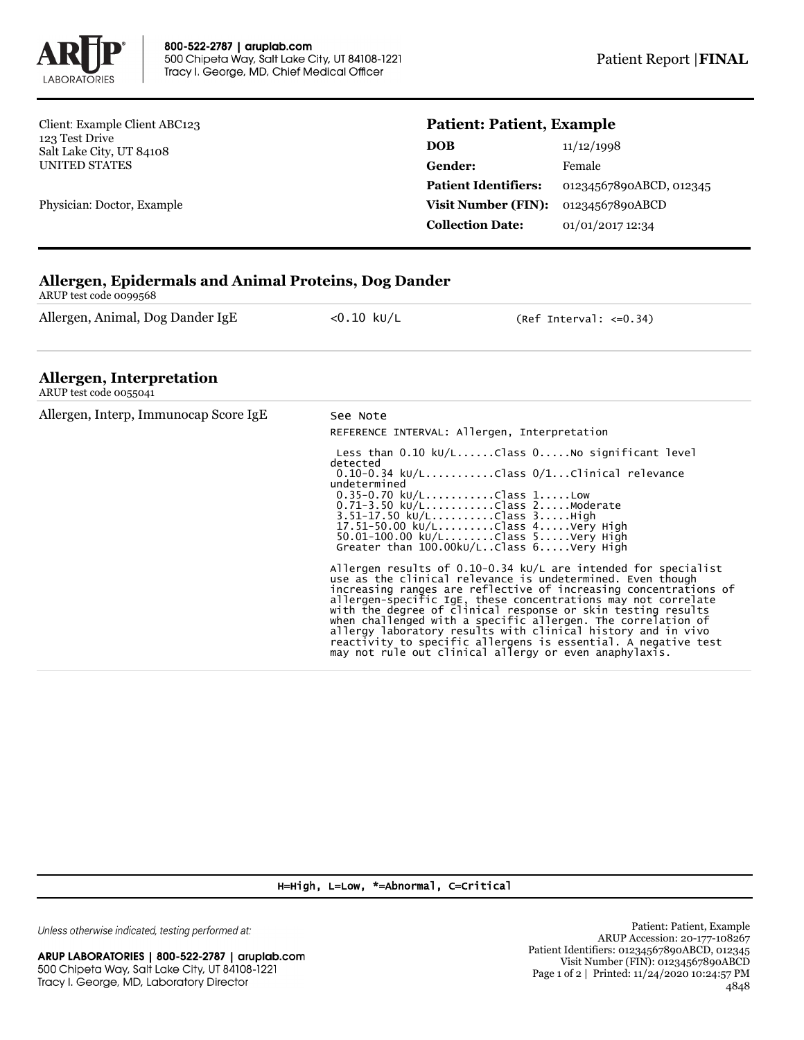800-522-2787 | aruplab.com
500 Chipeta Way, Salt Lake City, UT 84108-1221
Tracy I. George, MD, Chief Medical Officer

Patient Report | **FINAL**

Client: Example Client ABC123
123 Test Drive
Salt Lake City, UT 84108
UNITED STATES

Physician: Doctor, Example

## Patient: Patient, Example

| | |
|---|---|
| **DOB** | 11/12/1998 |
| **Gender:** | Female |
| **Patient Identifiers:** | 01234567890ABCD, 012345 |
| **Visit Number (FIN):** | 01234567890ABCD |
| **Collection Date:** | 01/01/2017 12:34 |

### Allergen, Epidermals and Animal Proteins, Dog Dander

ARUP test code 0099568

| | | |
|---|---|---|
| Allergen, Animal, Dog Dander IgE | <0.10 kU/L | (Ref Interval: <=0.34) |

### Allergen, Interpretation

ARUP test code 0055041

Allergen, Interp, Immunocap Score IgE — See Note

```
REFERENCE INTERVAL: Allergen, Interpretation

 Less than 0.10 kU/L......Class 0.....No significant level
detected
 0.10-0.34 kU/L...........Class 0/1...Clinical relevance
undetermined
 0.35-0.70 kU/L...........Class 1.....Low
 0.71-3.50 kU/L...........Class 2.....Moderate
 3.51-17.50 kU/L..........Class 3.....High
 17.51-50.00 kU/L.........Class 4.....Very High
 50.01-100.00 kU/L........Class 5.....Very High
 Greater than 100.00kU/L..Class 6.....Very High
```

Allergen results of 0.10-0.34 kU/L are intended for specialist use as the clinical relevance is undetermined. Even though increasing ranges are reflective of increasing concentrations of allergen-specific IgE, these concentrations may not correlate with the degree of clinical response or skin testing results when challenged with a specific allergen. The correlation of allergy laboratory results with clinical history and in vivo reactivity to specific allergens is essential. A negative test may not rule out clinical allergy or even anaphylaxis.

H=High, L=Low, *=Abnormal, C=Critical

*Unless otherwise indicated, testing performed at:*

ARUP LABORATORIES | 800-522-2787 | aruplab.com
500 Chipeta Way, Salt Lake City, UT 84108-1221
Tracy I. George, MD, Laboratory Director

Patient: Patient, Example
ARUP Accession: 20-177-108267
Patient Identifiers: 01234567890ABCD, 012345
Visit Number (FIN): 01234567890ABCD
Printed: 11/24/2020 10:24:57 PM
4848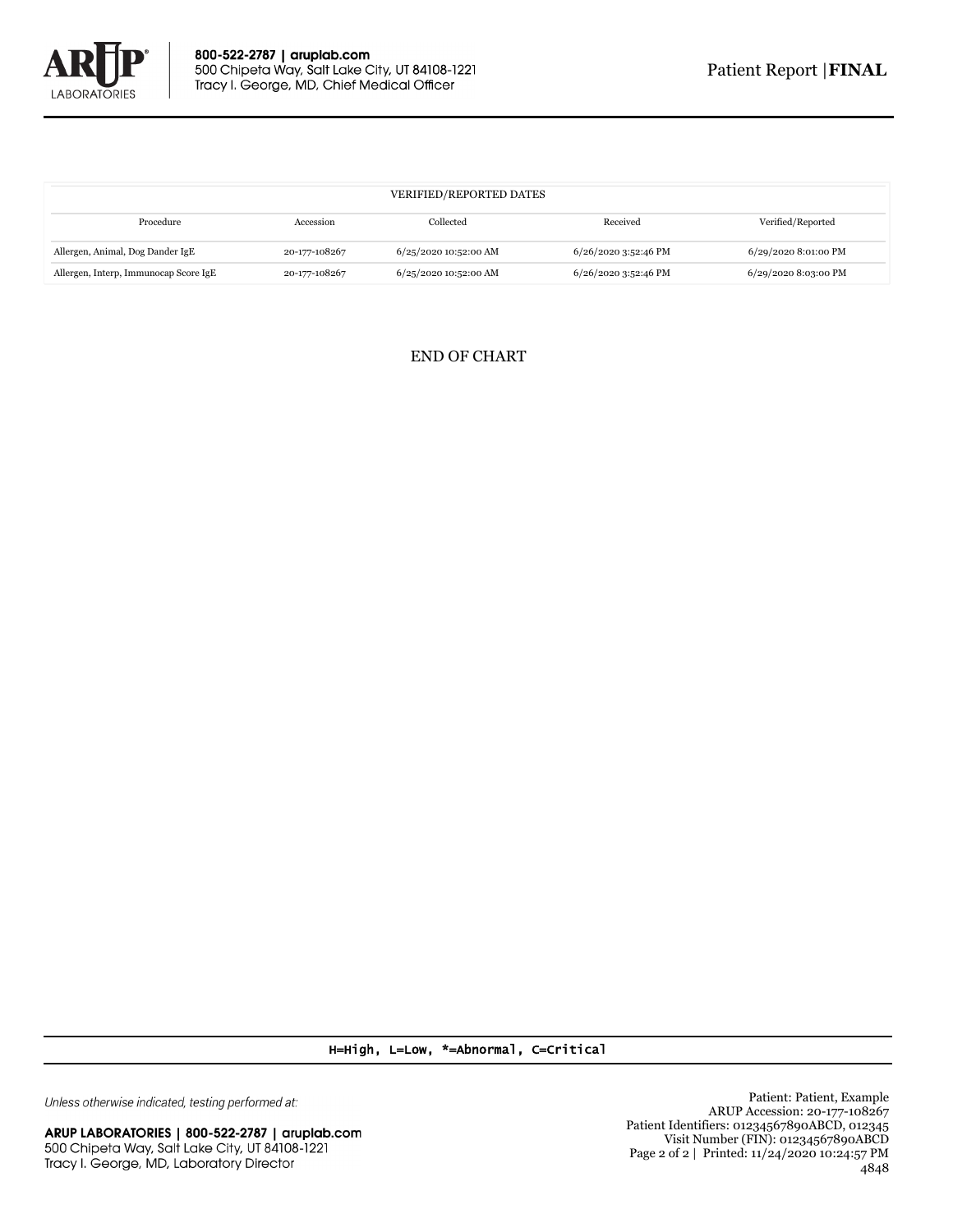| VERIFIED/REPORTED DATES | | | | |
|---|---|---|---|---|
| Procedure | Accession | Collected | Received | Verified/Reported |
| Allergen, Animal, Dog Dander IgE | 20-177-108267 | 6/25/2020 10:52:00 AM | 6/26/2020 3:52:46 PM | 6/29/2020 8:01:00 PM |
| Allergen, Interp, Immunocap Score IgE | 20-177-108267 | 6/25/2020 10:52:00 AM | 6/26/2020 3:52:46 PM | 6/29/2020 8:03:00 PM |

END OF CHART

H=High, L=Low, *=Abnormal, C=Critical

*Unless otherwise indicated, testing performed at:*

**ARUP LABORATORIES | 800-522-2787 | aruplab.com**
500 Chipeta Way, Salt Lake City, UT 84108-1221
Tracy I. George, MD, Laboratory Director

Patient: Patient, Example
ARUP Accession: 20-177-108267
Patient Identifiers: 01234567890ABCD, 012345
Visit Number (FIN): 01234567890ABCD
Printed: 11/24/2020 10:24:57 PM
4848